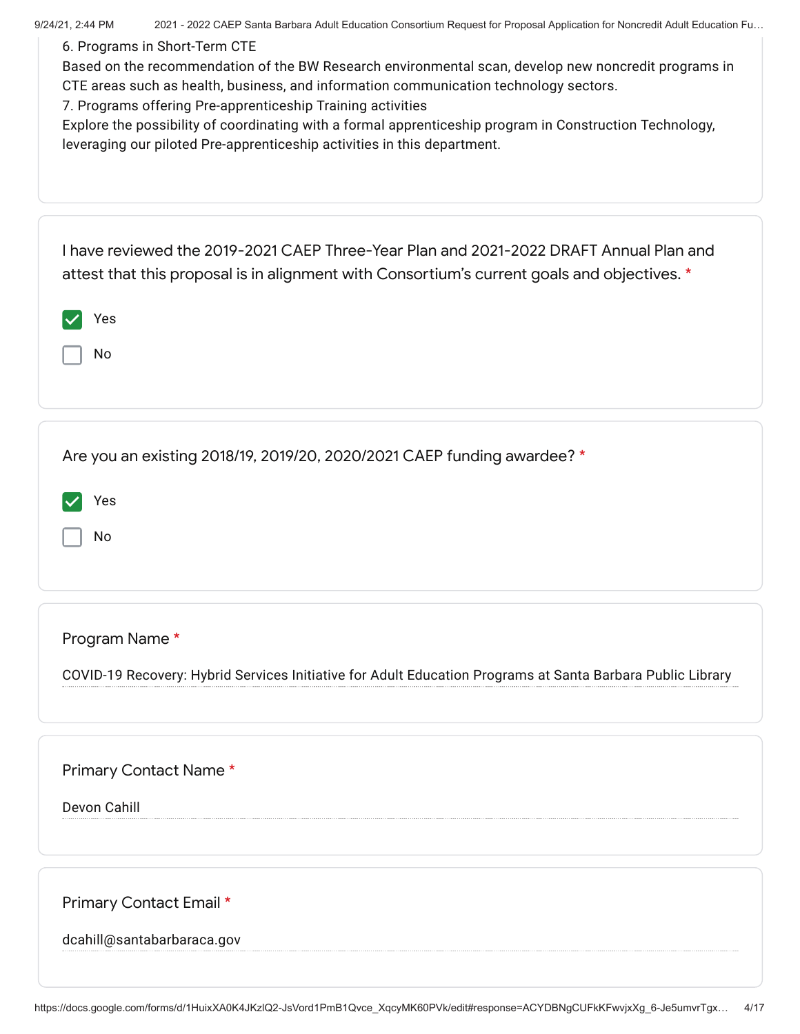6. Programs in Short-Term CTE
Based on the recommendation of the BW Research environmental scan, develop new noncredit programs in CTE areas such as health, business, and information communication technology sectors.
7. Programs offering Pre-apprenticeship Training activities
Explore the possibility of coordinating with a formal apprenticeship program in Construction Technology, leveraging our piloted Pre-apprenticeship activities in this department.

I have reviewed the 2019-2021 CAEP Three-Year Plan and 2021-2022 DRAFT Annual Plan and attest that this proposal is in alignment with Consortium's current goals and objectives. *

- [x] Yes
- [ ] No

Are you an existing 2018/19, 2019/20, 2020/2021 CAEP funding awardee? *

- [x] Yes
- [ ] No

Program Name *

COVID-19 Recovery: Hybrid Services Initiative for Adult Education Programs at Santa Barbara Public Library

Primary Contact Name *

Devon Cahill

Primary Contact Email *

dcahill@santabarbaraca.gov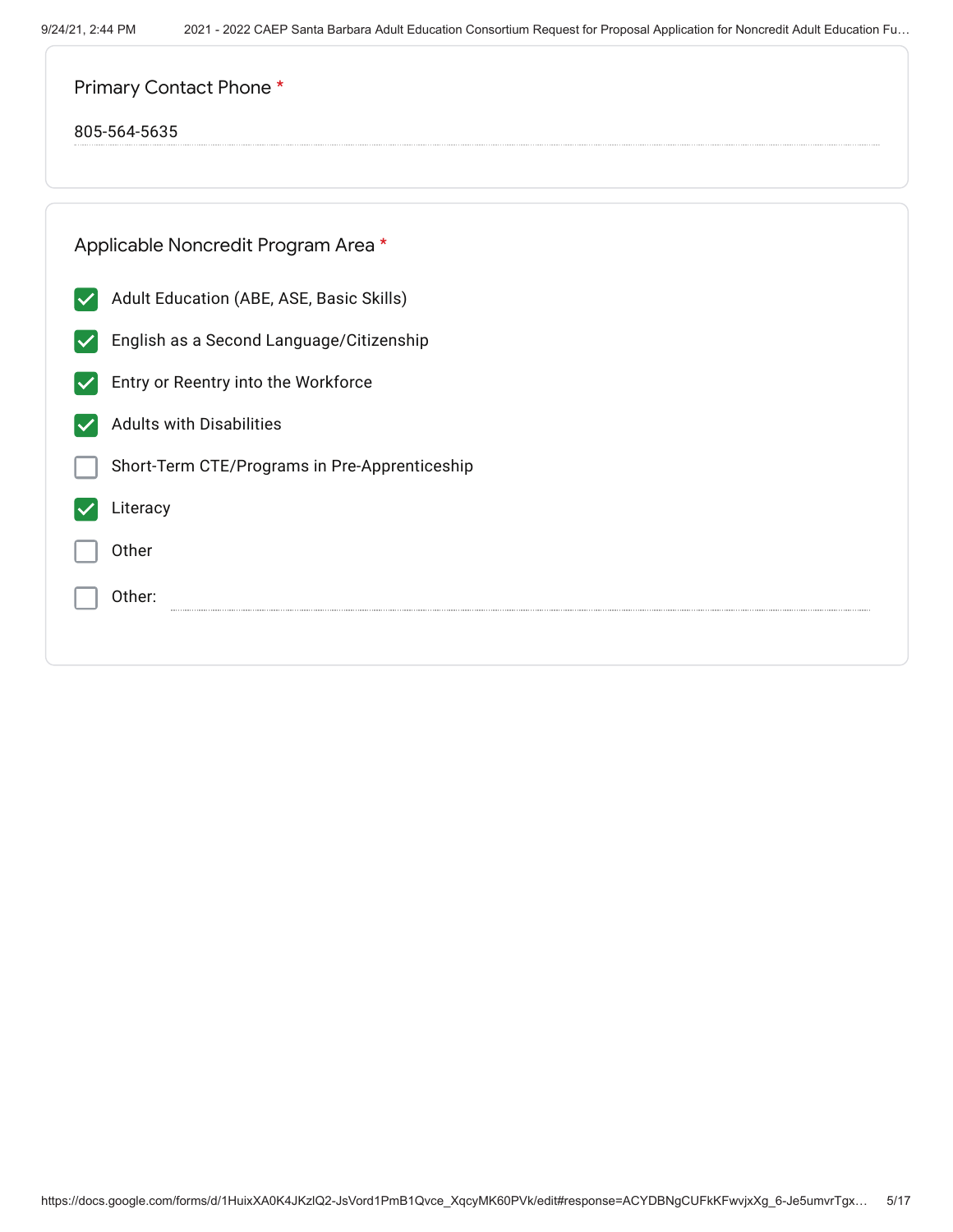Primary Contact Phone *

805-564-5635

Applicable Noncredit Program Area *

- [x] Adult Education (ABE, ASE, Basic Skills)
- [x] English as a Second Language/Citizenship
- [x] Entry or Reentry into the Workforce
- [x] Adults with Disabilities
- [ ] Short-Term CTE/Programs in Pre-Apprenticeship
- [x] Literacy
- [ ] Other
- [ ] Other: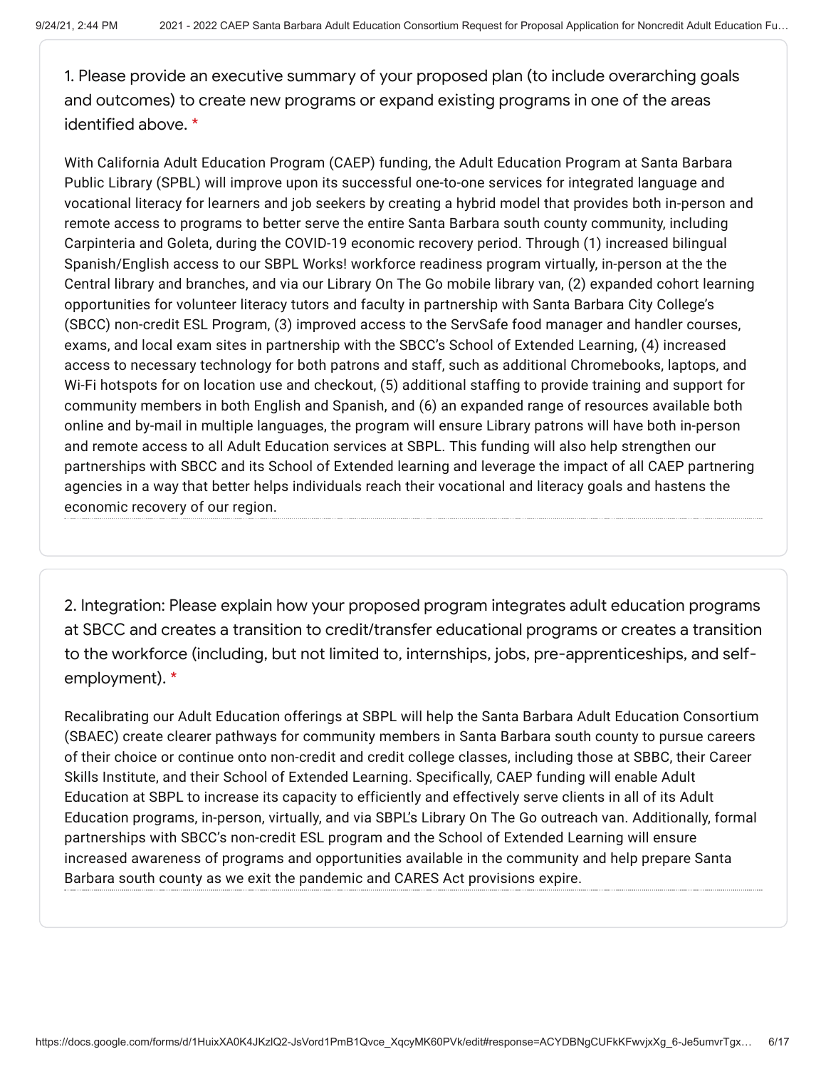1. Please provide an executive summary of your proposed plan (to include overarching goals and outcomes) to create new programs or expand existing programs in one of the areas identified above. *

With California Adult Education Program (CAEP) funding, the Adult Education Program at Santa Barbara Public Library (SPBL) will improve upon its successful one-to-one services for integrated language and vocational literacy for learners and job seekers by creating a hybrid model that provides both in-person and remote access to programs to better serve the entire Santa Barbara south county community, including Carpinteria and Goleta, during the COVID-19 economic recovery period. Through (1) increased bilingual Spanish/English access to our SBPL Works! workforce readiness program virtually, in-person at the the Central library and branches, and via our Library On The Go mobile library van, (2) expanded cohort learning opportunities for volunteer literacy tutors and faculty in partnership with Santa Barbara City College's (SBCC) non-credit ESL Program, (3) improved access to the ServSafe food manager and handler courses, exams, and local exam sites in partnership with the SBCC's School of Extended Learning, (4) increased access to necessary technology for both patrons and staff, such as additional Chromebooks, laptops, and Wi-Fi hotspots for on location use and checkout, (5) additional staffing to provide training and support for community members in both English and Spanish, and (6) an expanded range of resources available both online and by-mail in multiple languages, the program will ensure Library patrons will have both in-person and remote access to all Adult Education services at SBPL. This funding will also help strengthen our partnerships with SBCC and its School of Extended learning and leverage the impact of all CAEP partnering agencies in a way that better helps individuals reach their vocational and literacy goals and hastens the economic recovery of our region.

2. Integration: Please explain how your proposed program integrates adult education programs at SBCC and creates a transition to credit/transfer educational programs or creates a transition to the workforce (including, but not limited to, internships, jobs, pre-apprenticeships, and self-employment). *

Recalibrating our Adult Education offerings at SBPL will help the Santa Barbara Adult Education Consortium (SBAEC) create clearer pathways for community members in Santa Barbara south county to pursue careers of their choice or continue onto non-credit and credit college classes, including those at SBBC, their Career Skills Institute, and their School of Extended Learning. Specifically, CAEP funding will enable Adult Education at SBPL to increase its capacity to efficiently and effectively serve clients in all of its Adult Education programs, in-person, virtually, and via SBPL's Library On The Go outreach van. Additionally, formal partnerships with SBCC's non-credit ESL program and the School of Extended Learning will ensure increased awareness of programs and opportunities available in the community and help prepare Santa Barbara south county as we exit the pandemic and CARES Act provisions expire.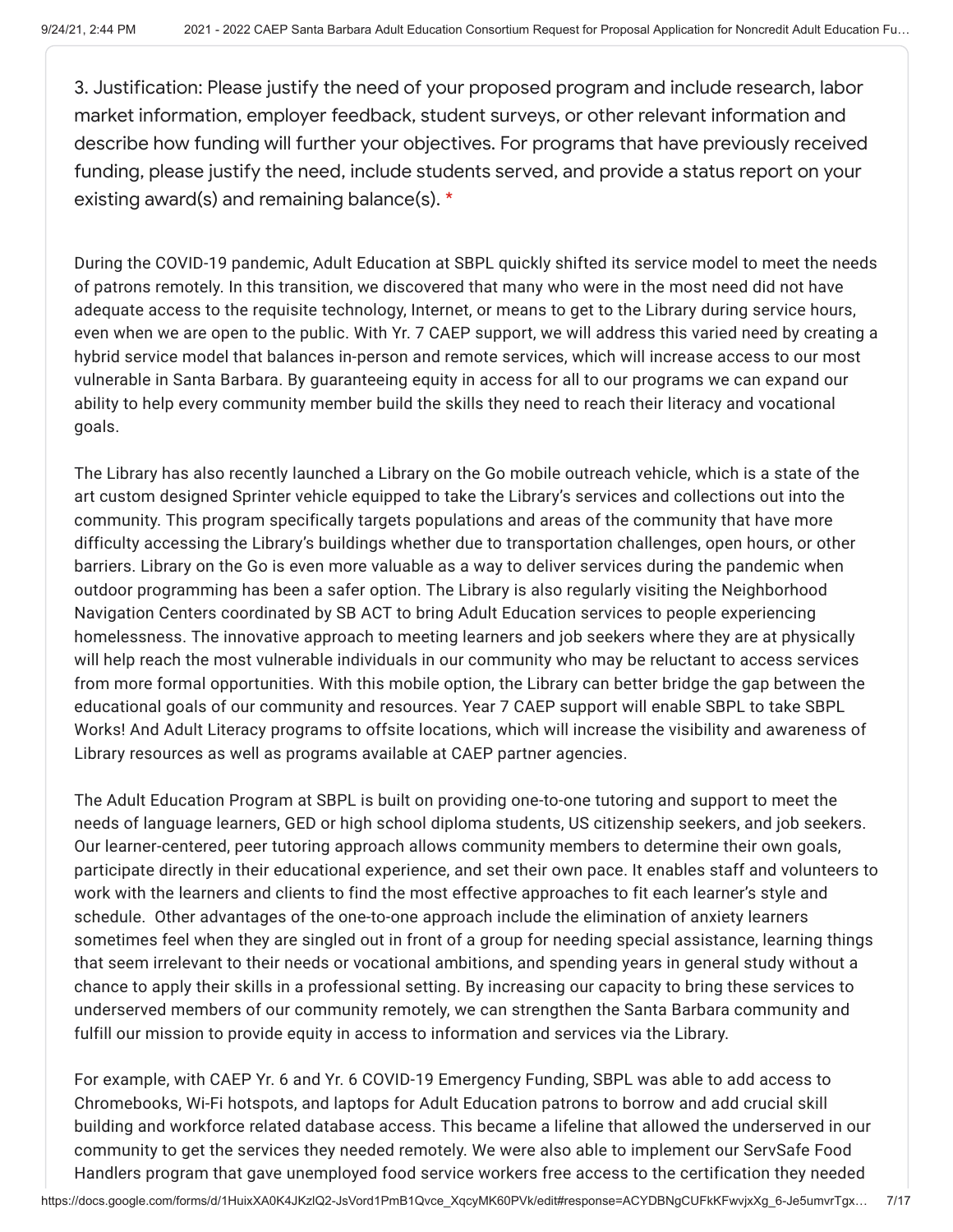3. Justification: Please justify the need of your proposed program and include research, labor market information, employer feedback, student surveys, or other relevant information and describe how funding will further your objectives. For programs that have previously received funding, please justify the need, include students served, and provide a status report on your existing award(s) and remaining balance(s). *

During the COVID-19 pandemic, Adult Education at SBPL quickly shifted its service model to meet the needs of patrons remotely. In this transition, we discovered that many who were in the most need did not have adequate access to the requisite technology, Internet, or means to get to the Library during service hours, even when we are open to the public. With Yr. 7 CAEP support, we will address this varied need by creating a hybrid service model that balances in-person and remote services, which will increase access to our most vulnerable in Santa Barbara. By guaranteeing equity in access for all to our programs we can expand our ability to help every community member build the skills they need to reach their literacy and vocational goals.

The Library has also recently launched a Library on the Go mobile outreach vehicle, which is a state of the art custom designed Sprinter vehicle equipped to take the Library's services and collections out into the community. This program specifically targets populations and areas of the community that have more difficulty accessing the Library's buildings whether due to transportation challenges, open hours, or other barriers. Library on the Go is even more valuable as a way to deliver services during the pandemic when outdoor programming has been a safer option. The Library is also regularly visiting the Neighborhood Navigation Centers coordinated by SB ACT to bring Adult Education services to people experiencing homelessness. The innovative approach to meeting learners and job seekers where they are at physically will help reach the most vulnerable individuals in our community who may be reluctant to access services from more formal opportunities. With this mobile option, the Library can better bridge the gap between the educational goals of our community and resources. Year 7 CAEP support will enable SBPL to take SBPL Works! And Adult Literacy programs to offsite locations, which will increase the visibility and awareness of Library resources as well as programs available at CAEP partner agencies.

The Adult Education Program at SBPL is built on providing one-to-one tutoring and support to meet the needs of language learners, GED or high school diploma students, US citizenship seekers, and job seekers. Our learner-centered, peer tutoring approach allows community members to determine their own goals, participate directly in their educational experience, and set their own pace. It enables staff and volunteers to work with the learners and clients to find the most effective approaches to fit each learner's style and schedule. Other advantages of the one-to-one approach include the elimination of anxiety learners sometimes feel when they are singled out in front of a group for needing special assistance, learning things that seem irrelevant to their needs or vocational ambitions, and spending years in general study without a chance to apply their skills in a professional setting. By increasing our capacity to bring these services to underserved members of our community remotely, we can strengthen the Santa Barbara community and fulfill our mission to provide equity in access to information and services via the Library.

For example, with CAEP Yr. 6 and Yr. 6 COVID-19 Emergency Funding, SBPL was able to add access to Chromebooks, Wi-Fi hotspots, and laptops for Adult Education patrons to borrow and add crucial skill building and workforce related database access. This became a lifeline that allowed the underserved in our community to get the services they needed remotely. We were also able to implement our ServSafe Food Handlers program that gave unemployed food service workers free access to the certification they needed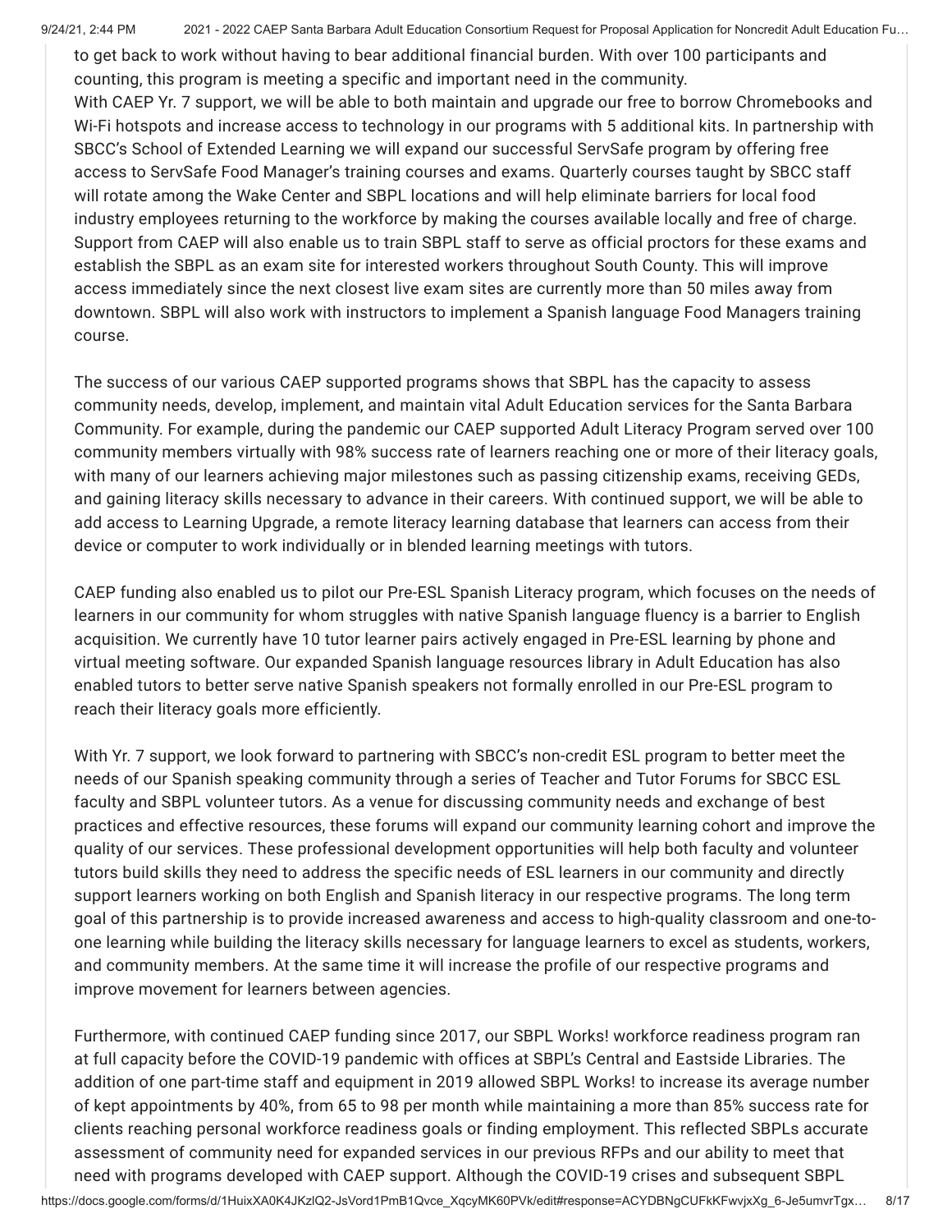to get back to work without having to bear additional financial burden. With over 100 participants and counting, this program is meeting a specific and important need in the community.
With CAEP Yr. 7 support, we will be able to both maintain and upgrade our free to borrow Chromebooks and Wi-Fi hotspots and increase access to technology in our programs with 5 additional kits. In partnership with SBCC's School of Extended Learning we will expand our successful ServSafe program by offering free access to ServSafe Food Manager's training courses and exams. Quarterly courses taught by SBCC staff will rotate among the Wake Center and SBPL locations and will help eliminate barriers for local food industry employees returning to the workforce by making the courses available locally and free of charge. Support from CAEP will also enable us to train SBPL staff to serve as official proctors for these exams and establish the SBPL as an exam site for interested workers throughout South County. This will improve access immediately since the next closest live exam sites are currently more than 50 miles away from downtown. SBPL will also work with instructors to implement a Spanish language Food Managers training course.

The success of our various CAEP supported programs shows that SBPL has the capacity to assess community needs, develop, implement, and maintain vital Adult Education services for the Santa Barbara Community. For example, during the pandemic our CAEP supported Adult Literacy Program served over 100 community members virtually with 98% success rate of learners reaching one or more of their literacy goals, with many of our learners achieving major milestones such as passing citizenship exams, receiving GEDs, and gaining literacy skills necessary to advance in their careers. With continued support, we will be able to add access to Learning Upgrade, a remote literacy learning database that learners can access from their device or computer to work individually or in blended learning meetings with tutors.

CAEP funding also enabled us to pilot our Pre-ESL Spanish Literacy program, which focuses on the needs of learners in our community for whom struggles with native Spanish language fluency is a barrier to English acquisition. We currently have 10 tutor learner pairs actively engaged in Pre-ESL learning by phone and virtual meeting software. Our expanded Spanish language resources library in Adult Education has also enabled tutors to better serve native Spanish speakers not formally enrolled in our Pre-ESL program to reach their literacy goals more efficiently.

With Yr. 7 support, we look forward to partnering with SBCC's non-credit ESL program to better meet the needs of our Spanish speaking community through a series of Teacher and Tutor Forums for SBCC ESL faculty and SBPL volunteer tutors. As a venue for discussing community needs and exchange of best practices and effective resources, these forums will expand our community learning cohort and improve the quality of our services. These professional development opportunities will help both faculty and volunteer tutors build skills they need to address the specific needs of ESL learners in our community and directly support learners working on both English and Spanish literacy in our respective programs. The long term goal of this partnership is to provide increased awareness and access to high-quality classroom and one-to-one learning while building the literacy skills necessary for language learners to excel as students, workers, and community members. At the same time it will increase the profile of our respective programs and improve movement for learners between agencies.

Furthermore, with continued CAEP funding since 2017, our SBPL Works! workforce readiness program ran at full capacity before the COVID-19 pandemic with offices at SBPL's Central and Eastside Libraries. The addition of one part-time staff and equipment in 2019 allowed SBPL Works! to increase its average number of kept appointments by 40%, from 65 to 98 per month while maintaining a more than 85% success rate for clients reaching personal workforce readiness goals or finding employment. This reflected SBPLs accurate assessment of community need for expanded services in our previous RFPs and our ability to meet that need with programs developed with CAEP support. Although the COVID-19 crises and subsequent SBPL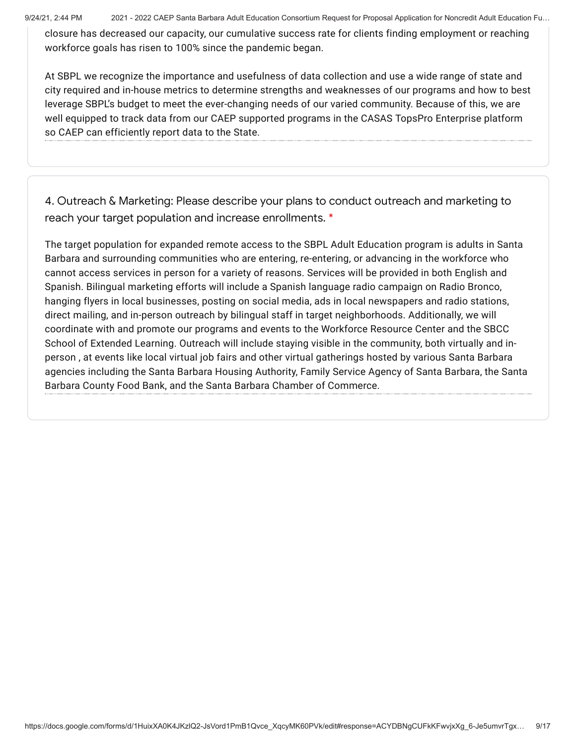closure has decreased our capacity, our cumulative success rate for clients finding employment or reaching workforce goals has risen to 100% since the pandemic began.

At SBPL we recognize the importance and usefulness of data collection and use a wide range of state and city required and in-house metrics to determine strengths and weaknesses of our programs and how to best leverage SBPL's budget to meet the ever-changing needs of our varied community. Because of this, we are well equipped to track data from our CAEP supported programs in the CASAS TopsPro Enterprise platform so CAEP can efficiently report data to the State.

4. Outreach & Marketing: Please describe your plans to conduct outreach and marketing to reach your target population and increase enrollments. *

The target population for expanded remote access to the SBPL Adult Education program is adults in Santa Barbara and surrounding communities who are entering, re-entering, or advancing in the workforce who cannot access services in person for a variety of reasons. Services will be provided in both English and Spanish. Bilingual marketing efforts will include a Spanish language radio campaign on Radio Bronco, hanging flyers in local businesses, posting on social media, ads in local newspapers and radio stations, direct mailing, and in-person outreach by bilingual staff in target neighborhoods. Additionally, we will coordinate with and promote our programs and events to the Workforce Resource Center and the SBCC School of Extended Learning. Outreach will include staying visible in the community, both virtually and in-person , at events like local virtual job fairs and other virtual gatherings hosted by various Santa Barbara agencies including the Santa Barbara Housing Authority, Family Service Agency of Santa Barbara, the Santa Barbara County Food Bank, and the Santa Barbara Chamber of Commerce.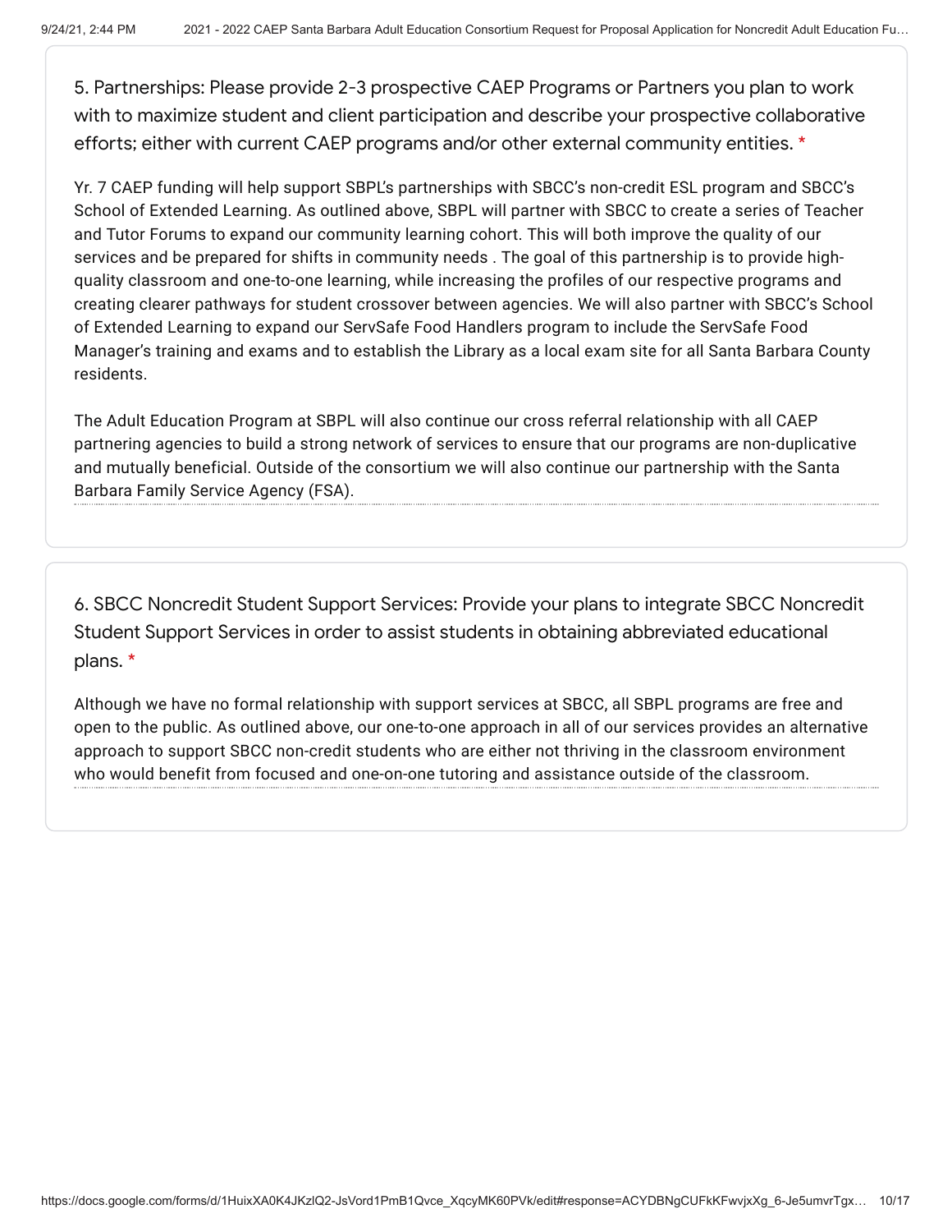5. Partnerships: Please provide 2-3 prospective CAEP Programs or Partners you plan to work with to maximize student and client participation and describe your prospective collaborative efforts; either with current CAEP programs and/or other external community entities. *

Yr. 7 CAEP funding will help support SBPL's partnerships with SBCC's non-credit ESL program and SBCC's School of Extended Learning. As outlined above, SBPL will partner with SBCC to create a series of Teacher and Tutor Forums to expand our community learning cohort. This will both improve the quality of our services and be prepared for shifts in community needs . The goal of this partnership is to provide high-quality classroom and one-to-one learning, while increasing the profiles of our respective programs and creating clearer pathways for student crossover between agencies. We will also partner with SBCC's School of Extended Learning to expand our ServSafe Food Handlers program to include the ServSafe Food Manager's training and exams and to establish the Library as a local exam site for all Santa Barbara County residents.

The Adult Education Program at SBPL will also continue our cross referral relationship with all CAEP partnering agencies to build a strong network of services to ensure that our programs are non-duplicative and mutually beneficial. Outside of the consortium we will also continue our partnership with the Santa Barbara Family Service Agency (FSA).

6. SBCC Noncredit Student Support Services: Provide your plans to integrate SBCC Noncredit Student Support Services in order to assist students in obtaining abbreviated educational plans. *

Although we have no formal relationship with support services at SBCC, all SBPL programs are free and open to the public. As outlined above, our one-to-one approach in all of our services provides an alternative approach to support SBCC non-credit students who are either not thriving in the classroom environment who would benefit from focused and one-on-one tutoring and assistance outside of the classroom.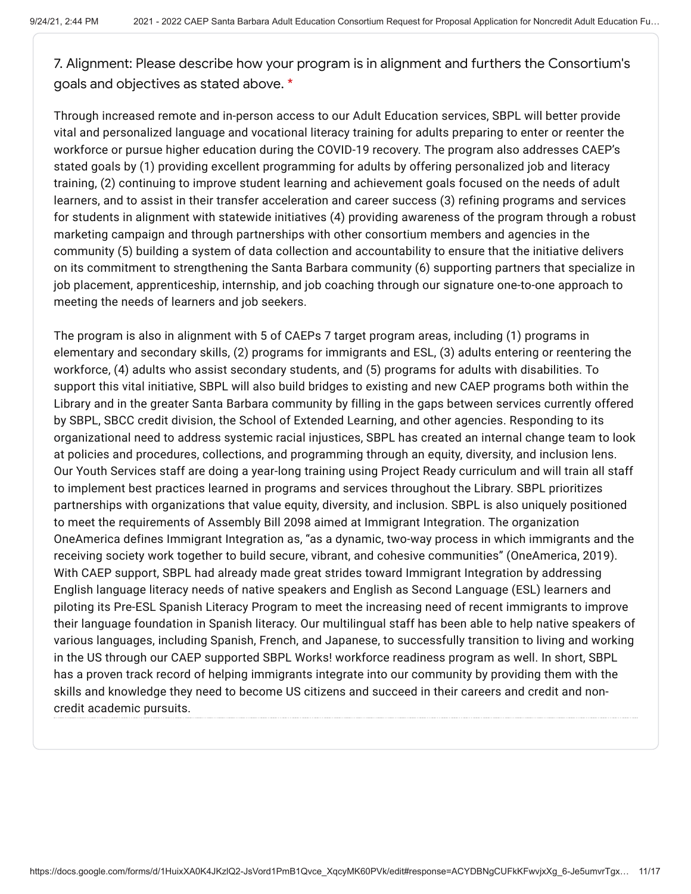7. Alignment: Please describe how your program is in alignment and furthers the Consortium's goals and objectives as stated above. *

Through increased remote and in-person access to our Adult Education services, SBPL will better provide vital and personalized language and vocational literacy training for adults preparing to enter or reenter the workforce or pursue higher education during the COVID-19 recovery. The program also addresses CAEP's stated goals by (1) providing excellent programming for adults by offering personalized job and literacy training, (2) continuing to improve student learning and achievement goals focused on the needs of adult learners, and to assist in their transfer acceleration and career success (3) refining programs and services for students in alignment with statewide initiatives (4) providing awareness of the program through a robust marketing campaign and through partnerships with other consortium members and agencies in the community (5) building a system of data collection and accountability to ensure that the initiative delivers on its commitment to strengthening the Santa Barbara community (6) supporting partners that specialize in job placement, apprenticeship, internship, and job coaching through our signature one-to-one approach to meeting the needs of learners and job seekers.

The program is also in alignment with 5 of CAEPs 7 target program areas, including (1) programs in elementary and secondary skills, (2) programs for immigrants and ESL, (3) adults entering or reentering the workforce, (4) adults who assist secondary students, and (5) programs for adults with disabilities. To support this vital initiative, SBPL will also build bridges to existing and new CAEP programs both within the Library and in the greater Santa Barbara community by filling in the gaps between services currently offered by SBPL, SBCC credit division, the School of Extended Learning, and other agencies. Responding to its organizational need to address systemic racial injustices, SBPL has created an internal change team to look at policies and procedures, collections, and programming through an equity, diversity, and inclusion lens. Our Youth Services staff are doing a year-long training using Project Ready curriculum and will train all staff to implement best practices learned in programs and services throughout the Library. SBPL prioritizes partnerships with organizations that value equity, diversity, and inclusion. SBPL is also uniquely positioned to meet the requirements of Assembly Bill 2098 aimed at Immigrant Integration. The organization OneAmerica defines Immigrant Integration as, "as a dynamic, two-way process in which immigrants and the receiving society work together to build secure, vibrant, and cohesive communities" (OneAmerica, 2019). With CAEP support, SBPL had already made great strides toward Immigrant Integration by addressing English language literacy needs of native speakers and English as Second Language (ESL) learners and piloting its Pre-ESL Spanish Literacy Program to meet the increasing need of recent immigrants to improve their language foundation in Spanish literacy. Our multilingual staff has been able to help native speakers of various languages, including Spanish, French, and Japanese, to successfully transition to living and working in the US through our CAEP supported SBPL Works! workforce readiness program as well. In short, SBPL has a proven track record of helping immigrants integrate into our community by providing them with the skills and knowledge they need to become US citizens and succeed in their careers and credit and non-credit academic pursuits.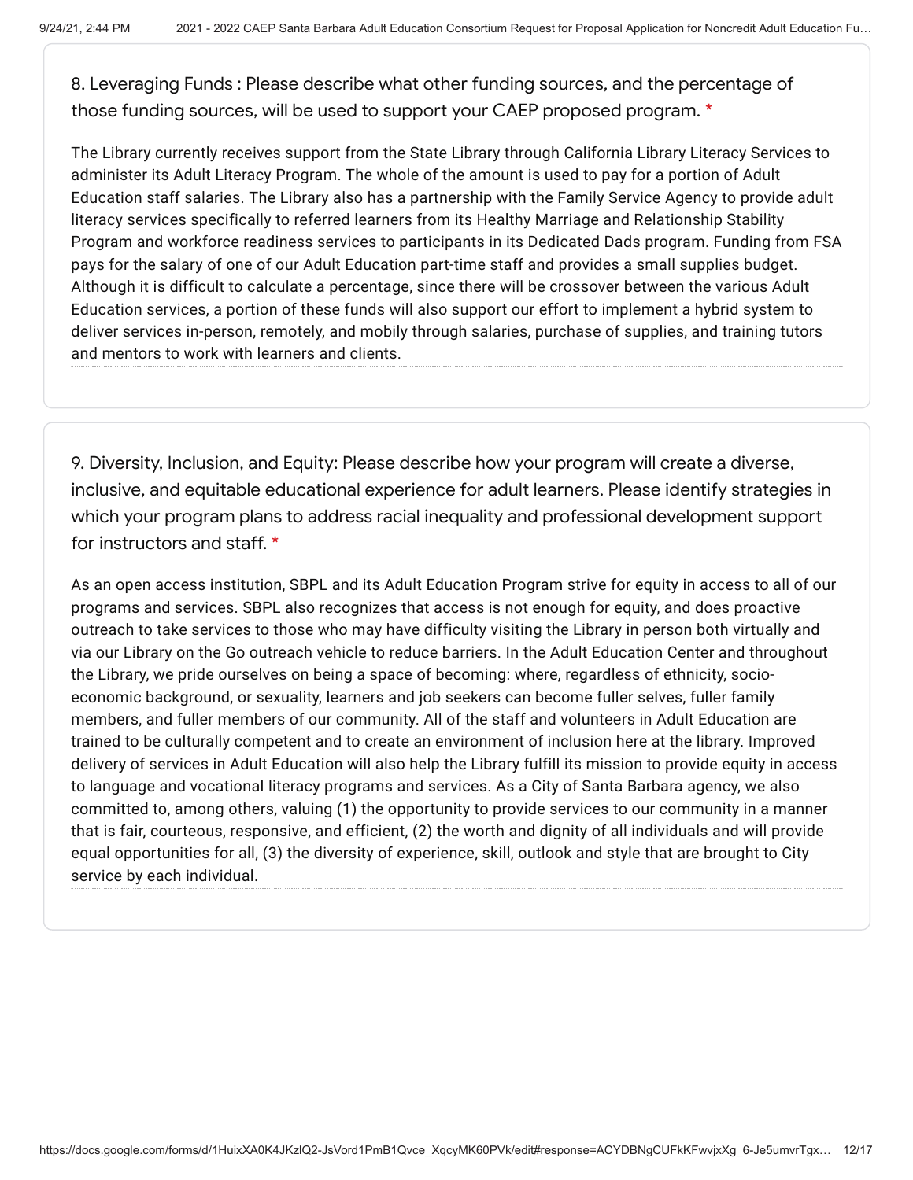8. Leveraging Funds : Please describe what other funding sources, and the percentage of those funding sources, will be used to support your CAEP proposed program. *

The Library currently receives support from the State Library through California Library Literacy Services to administer its Adult Literacy Program. The whole of the amount is used to pay for a portion of Adult Education staff salaries. The Library also has a partnership with the Family Service Agency to provide adult literacy services specifically to referred learners from its Healthy Marriage and Relationship Stability Program and workforce readiness services to participants in its Dedicated Dads program. Funding from FSA pays for the salary of one of our Adult Education part-time staff and provides a small supplies budget. Although it is difficult to calculate a percentage, since there will be crossover between the various Adult Education services, a portion of these funds will also support our effort to implement a hybrid system to deliver services in-person, remotely, and mobily through salaries, purchase of supplies, and training tutors and mentors to work with learners and clients.

9. Diversity, Inclusion, and Equity: Please describe how your program will create a diverse, inclusive, and equitable educational experience for adult learners. Please identify strategies in which your program plans to address racial inequality and professional development support for instructors and staff. *

As an open access institution, SBPL and its Adult Education Program strive for equity in access to all of our programs and services. SBPL also recognizes that access is not enough for equity, and does proactive outreach to take services to those who may have difficulty visiting the Library in person both virtually and via our Library on the Go outreach vehicle to reduce barriers. In the Adult Education Center and throughout the Library, we pride ourselves on being a space of becoming: where, regardless of ethnicity, socio-economic background, or sexuality, learners and job seekers can become fuller selves, fuller family members, and fuller members of our community. All of the staff and volunteers in Adult Education are trained to be culturally competent and to create an environment of inclusion here at the library. Improved delivery of services in Adult Education will also help the Library fulfill its mission to provide equity in access to language and vocational literacy programs and services. As a City of Santa Barbara agency, we also committed to, among others, valuing (1) the opportunity to provide services to our community in a manner that is fair, courteous, responsive, and efficient, (2) the worth and dignity of all individuals and will provide equal opportunities for all, (3) the diversity of experience, skill, outlook and style that are brought to City service by each individual.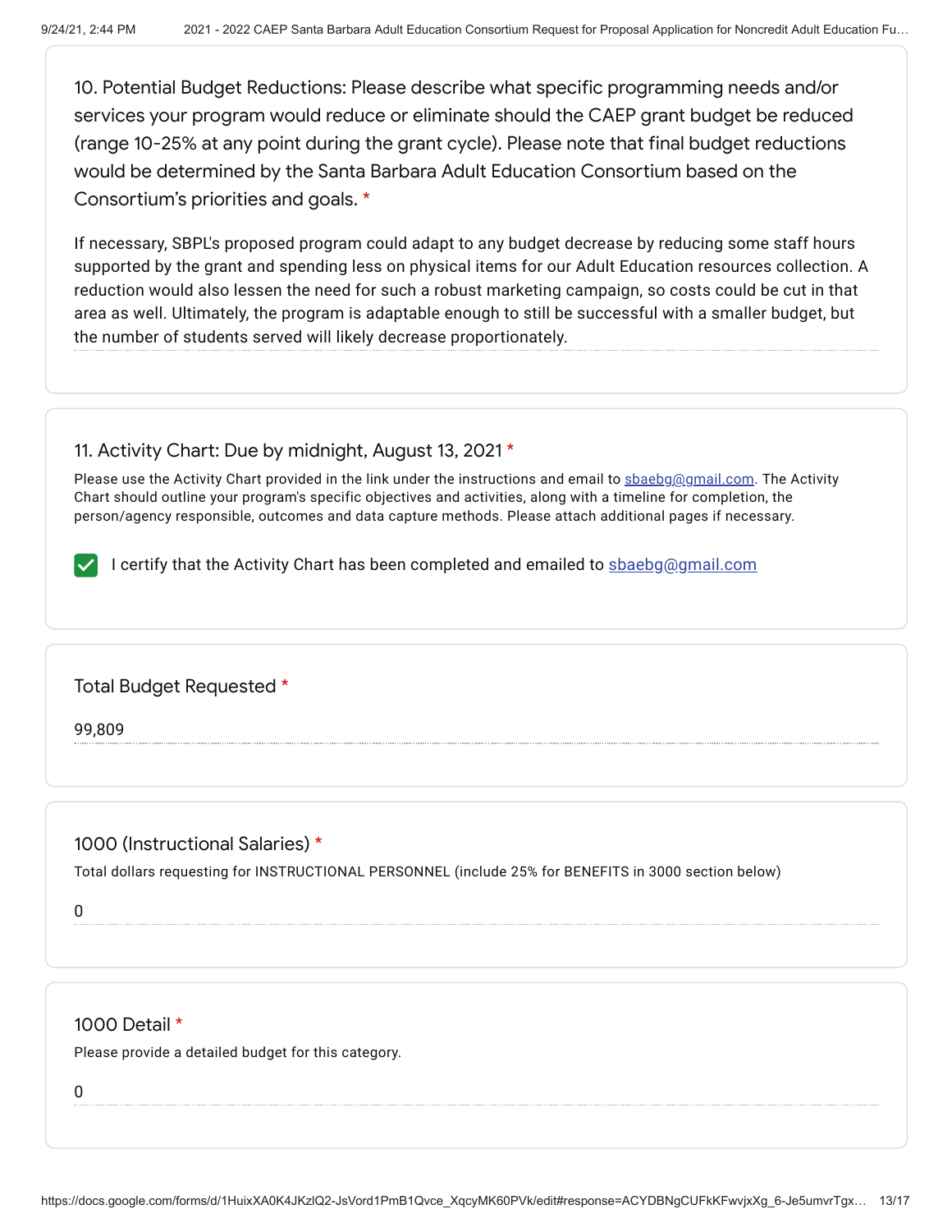10. Potential Budget Reductions: Please describe what specific programming needs and/or services your program would reduce or eliminate should the CAEP grant budget be reduced (range 10-25% at any point during the grant cycle). Please note that final budget reductions would be determined by the Santa Barbara Adult Education Consortium based on the Consortium's priorities and goals. *

If necessary, SBPL's proposed program could adapt to any budget decrease by reducing some staff hours supported by the grant and spending less on physical items for our Adult Education resources collection. A reduction would also lessen the need for such a robust marketing campaign, so costs could be cut in that area as well. Ultimately, the program is adaptable enough to still be successful with a smaller budget, but the number of students served will likely decrease proportionately.

11. Activity Chart: Due by midnight, August 13, 2021 *

Please use the Activity Chart provided in the link under the instructions and email to sbaebg@gmail.com. The Activity Chart should outline your program's specific objectives and activities, along with a timeline for completion, the person/agency responsible, outcomes and data capture methods. Please attach additional pages if necessary.

- [x] I certify that the Activity Chart has been completed and emailed to sbaebg@gmail.com

Total Budget Requested *

99,809

1000 (Instructional Salaries) *

Total dollars requesting for INSTRUCTIONAL PERSONNEL (include 25% for BENEFITS in 3000 section below)

0

1000 Detail *

Please provide a detailed budget for this category.

0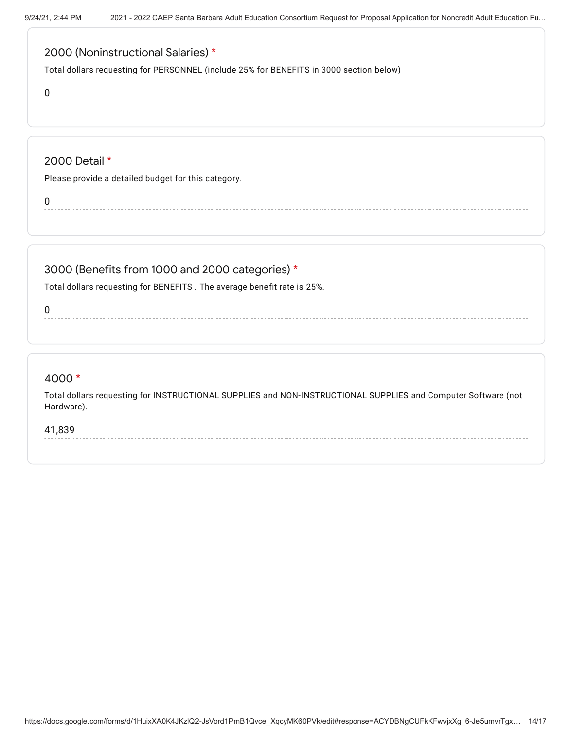## 2000 (Noninstructional Salaries) *

Total dollars requesting for PERSONNEL (include 25% for BENEFITS in 3000 section below)

0

## 2000 Detail *

Please provide a detailed budget for this category.

0

## 3000 (Benefits from 1000 and 2000 categories) *

Total dollars requesting for BENEFITS . The average benefit rate is 25%.

0

## 4000 *

Total dollars requesting for INSTRUCTIONAL SUPPLIES and NON-INSTRUCTIONAL SUPPLIES and Computer Software (not Hardware).

41,839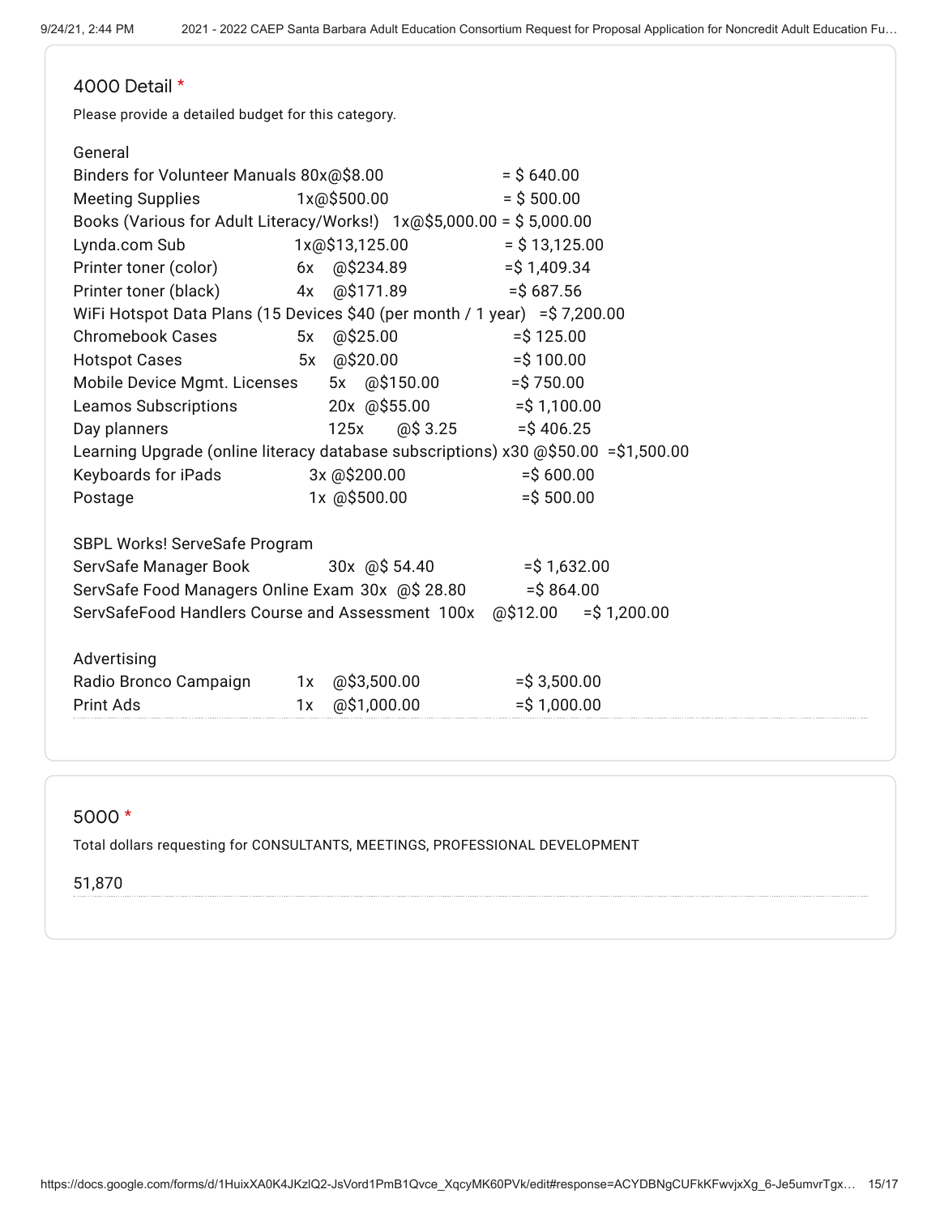## 4000 Detail *

Please provide a detailed budget for this category.

General
Binders for Volunteer Manuals 80x@$8.00 = $ 640.00
Meeting Supplies 1x@$500.00 = $ 500.00
Books (Various for Adult Literacy/Works!) 1x@$5,000.00 = $ 5,000.00
Lynda.com Sub 1x@$13,125.00 = $ 13,125.00
Printer toner (color) 6x @$234.89 =$ 1,409.34
Printer toner (black) 4x @$171.89 =$ 687.56
WiFi Hotspot Data Plans (15 Devices $40 (per month / 1 year) =$ 7,200.00
Chromebook Cases 5x @$25.00 =$ 125.00
Hotspot Cases 5x @$20.00 =$ 100.00
Mobile Device Mgmt. Licenses 5x @$150.00 =$ 750.00
Leamos Subscriptions 20x @$55.00 =$ 1,100.00
Day planners 125x @$ 3.25 =$ 406.25
Learning Upgrade (online literacy database subscriptions) x30 @$50.00 =$1,500.00
Keyboards for iPads 3x @$200.00 =$ 600.00
Postage 1x @$500.00 =$ 500.00

SBPL Works! ServeSafe Program
ServSafe Manager Book 30x @$ 54.40 =$ 1,632.00
ServSafe Food Managers Online Exam 30x @$ 28.80 =$ 864.00
ServSafeFood Handlers Course and Assessment 100x @$12.00 =$ 1,200.00

Advertising
Radio Bronco Campaign 1x @$3,500.00 =$ 3,500.00
Print Ads 1x @$1,000.00 =$ 1,000.00

## 5000 *

Total dollars requesting for CONSULTANTS, MEETINGS, PROFESSIONAL DEVELOPMENT

51,870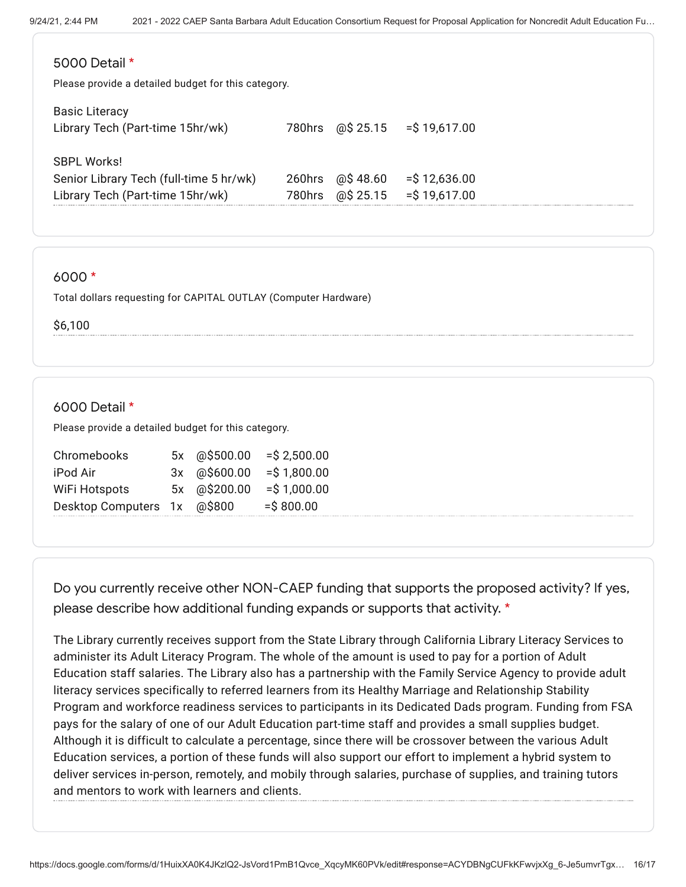## 5000 Detail *

Please provide a detailed budget for this category.

Basic Literacy

| | | | |
|---|---|---|---|
| Library Tech (Part-time 15hr/wk) | 780hrs | @$ 25.15 | =$ 19,617.00 |

SBPL Works!

| | | | |
|---|---|---|---|
| Senior Library Tech (full-time 5 hr/wk) | 260hrs | @$ 48.60 | =$ 12,636.00 |
| Library Tech (Part-time 15hr/wk) | 780hrs | @$ 25.15 | =$ 19,617.00 |

## 6000 *

Total dollars requesting for CAPITAL OUTLAY (Computer Hardware)

$6,100

## 6000 Detail *

Please provide a detailed budget for this category.

| | | | |
|---|---|---|---|
| Chromebooks | 5x | @$500.00 | =$ 2,500.00 |
| iPod Air | 3x | @$600.00 | =$ 1,800.00 |
| WiFi Hotspots | 5x | @$200.00 | =$ 1,000.00 |
| Desktop Computers | 1x | @$800 | =$ 800.00 |

## Do you currently receive other NON-CAEP funding that supports the proposed activity? If yes, please describe how additional funding expands or supports that activity. *

The Library currently receives support from the State Library through California Library Literacy Services to administer its Adult Literacy Program. The whole of the amount is used to pay for a portion of Adult Education staff salaries. The Library also has a partnership with the Family Service Agency to provide adult literacy services specifically to referred learners from its Healthy Marriage and Relationship Stability Program and workforce readiness services to participants in its Dedicated Dads program. Funding from FSA pays for the salary of one of our Adult Education part-time staff and provides a small supplies budget. Although it is difficult to calculate a percentage, since there will be crossover between the various Adult Education services, a portion of these funds will also support our effort to implement a hybrid system to deliver services in-person, remotely, and mobily through salaries, purchase of supplies, and training tutors and mentors to work with learners and clients.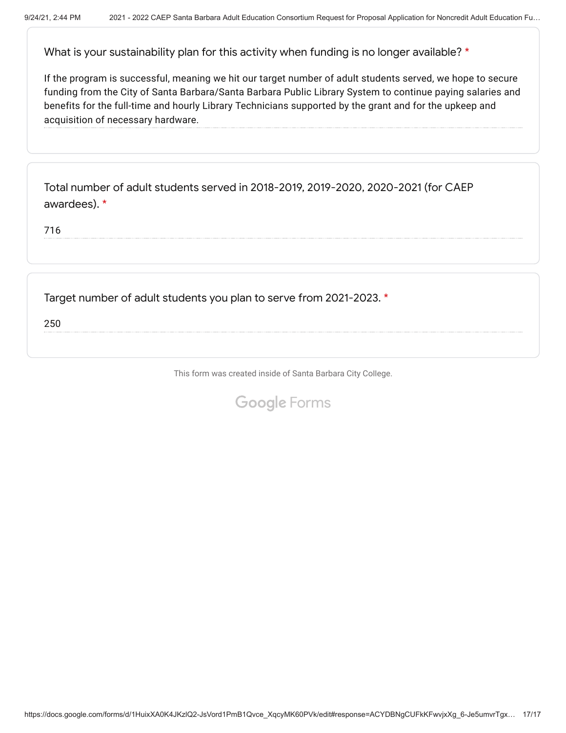What is your sustainability plan for this activity when funding is no longer available? *

If the program is successful, meaning we hit our target number of adult students served, we hope to secure funding from the City of Santa Barbara/Santa Barbara Public Library System to continue paying salaries and benefits for the full-time and hourly Library Technicians supported by the grant and for the upkeep and acquisition of necessary hardware.

Total number of adult students served in 2018-2019, 2019-2020, 2020-2021 (for CAEP awardees). *

716

Target number of adult students you plan to serve from 2021-2023. *

250

This form was created inside of Santa Barbara City College.

Google Forms